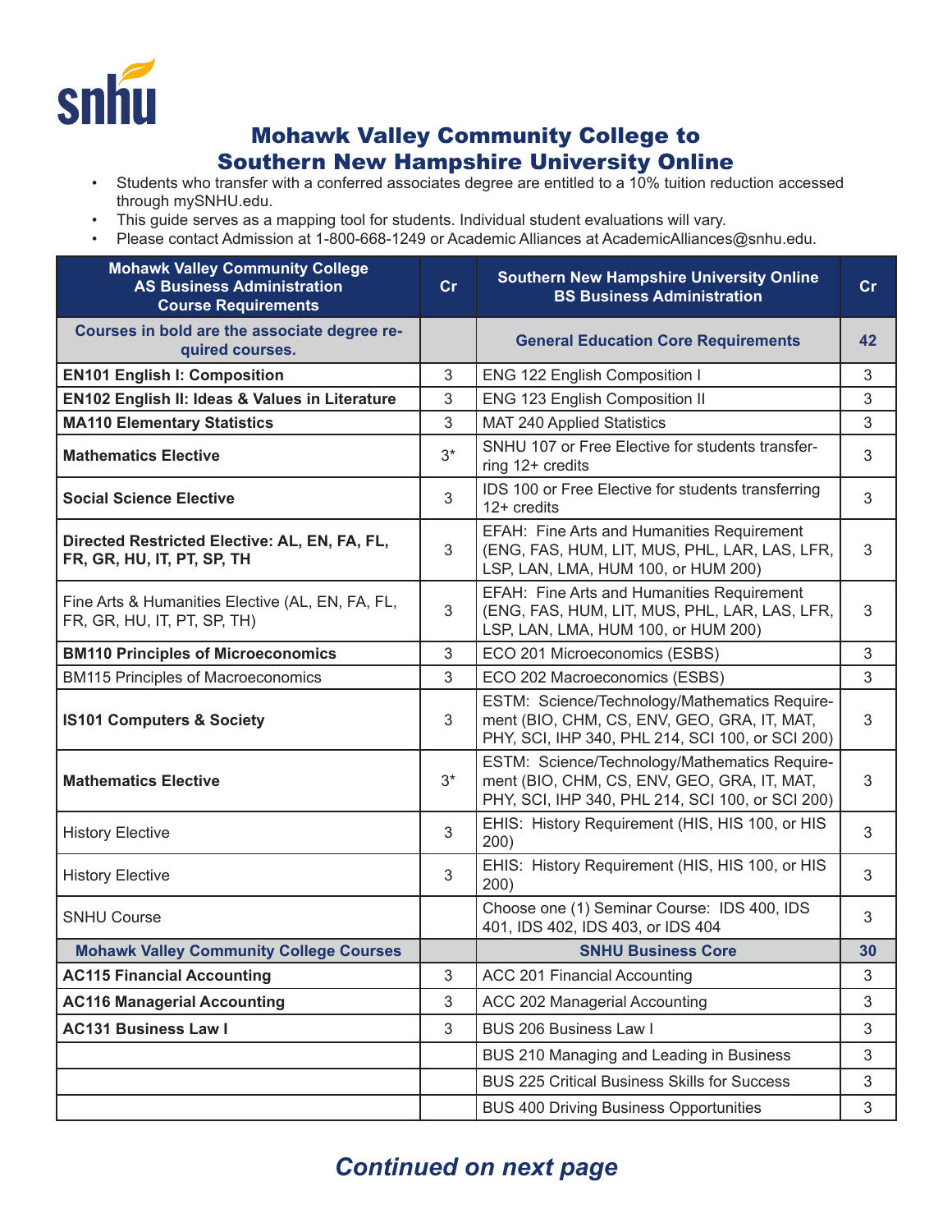# Mohawk Valley Community College to Southern New Hampshire University Online

- Students who transfer with a conferred associates degree are entitled to a 10% tuition reduction accessed through mySNHU.edu.
- This guide serves as a mapping tool for students. Individual student evaluations will vary.
- Please contact Admission at 1-800-668-1249 or Academic Alliances at AcademicAlliances@snhu.edu.

| Mohawk Valley Community College AS Business Administration Course Requirements | Cr | Southern New Hampshire University Online BS Business Administration | Cr |
|---|---|---|---|
| Courses in bold are the associate degree required courses. | | General Education Core Requirements | 42 |
| **EN101 English I: Composition** | 3 | ENG 122 English Composition I | 3 |
| **EN102 English II: Ideas & Values in Literature** | 3 | ENG 123 English Composition II | 3 |
| **MA110 Elementary Statistics** | 3 | MAT 240 Applied Statistics | 3 |
| **Mathematics Elective** | 3* | SNHU 107 or Free Elective for students transferring 12+ credits | 3 |
| **Social Science Elective** | 3 | IDS 100 or Free Elective for students transferring 12+ credits | 3 |
| **Directed Restricted Elective: AL, EN, FA, FL, FR, GR, HU, IT, PT, SP, TH** | 3 | EFAH: Fine Arts and Humanities Requirement (ENG, FAS, HUM, LIT, MUS, PHL, LAR, LAS, LFR, LSP, LAN, LMA, HUM 100, or HUM 200) | 3 |
| Fine Arts & Humanities Elective (AL, EN, FA, FL, FR, GR, HU, IT, PT, SP, TH) | 3 | EFAH: Fine Arts and Humanities Requirement (ENG, FAS, HUM, LIT, MUS, PHL, LAR, LAS, LFR, LSP, LAN, LMA, HUM 100, or HUM 200) | 3 |
| **BM110 Principles of Microeconomics** | 3 | ECO 201 Microeconomics (ESBS) | 3 |
| BM115 Principles of Macroeconomics | 3 | ECO 202 Macroeconomics (ESBS) | 3 |
| **IS101 Computers & Society** | 3 | ESTM: Science/Technology/Mathematics Requirement (BIO, CHM, CS, ENV, GEO, GRA, IT, MAT, PHY, SCI, IHP 340, PHL 214, SCI 100, or SCI 200) | 3 |
| **Mathematics Elective** | 3* | ESTM: Science/Technology/Mathematics Requirement (BIO, CHM, CS, ENV, GEO, GRA, IT, MAT, PHY, SCI, IHP 340, PHL 214, SCI 100, or SCI 200) | 3 |
| History Elective | 3 | EHIS: History Requirement (HIS, HIS 100, or HIS 200) | 3 |
| History Elective | 3 | EHIS: History Requirement (HIS, HIS 100, or HIS 200) | 3 |
| SNHU Course | | Choose one (1) Seminar Course: IDS 400, IDS 401, IDS 402, IDS 403, or IDS 404 | 3 |
| Mohawk Valley Community College Courses | | SNHU Business Core | 30 |
| **AC115 Financial Accounting** | 3 | ACC 201 Financial Accounting | 3 |
| **AC116 Managerial Accounting** | 3 | ACC 202 Managerial Accounting | 3 |
| **AC131 Business Law I** | 3 | BUS 206 Business Law I | 3 |
| | | BUS 210 Managing and Leading in Business | 3 |
| | | BUS 225 Critical Business Skills for Success | 3 |
| | | BUS 400 Driving Business Opportunities | 3 |

*Continued on next page*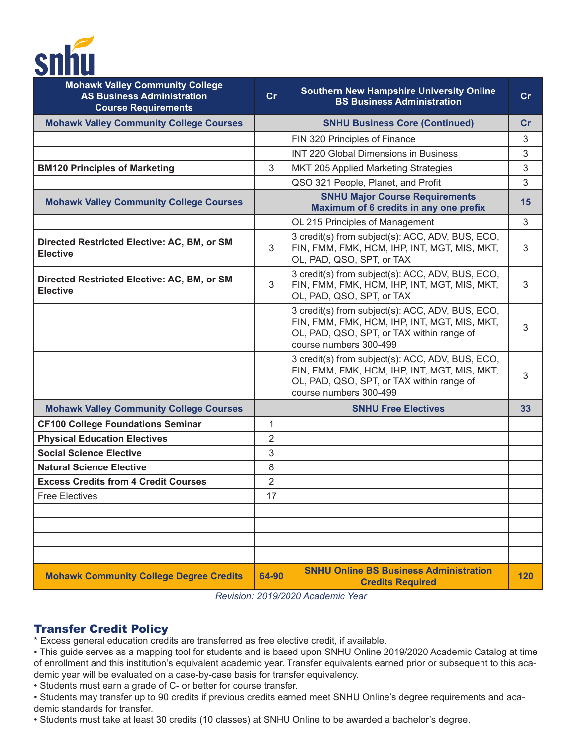| Mohawk Valley Community College AS Business Administration Course Requirements | Cr | Southern New Hampshire University Online BS Business Administration | Cr |
|---|---|---|---|
| **Mohawk Valley Community College Courses** | | **SNHU Business Core (Continued)** | **Cr** |
| | | FIN 320 Principles of Finance | 3 |
| | | INT 220 Global Dimensions in Business | 3 |
| **BM120 Principles of Marketing** | 3 | MKT 205 Applied Marketing Strategies | 3 |
| | | QSO 321 People, Planet, and Profit | 3 |
| **Mohawk Valley Community College Courses** | | **SNHU Major Course Requirements Maximum of 6 credits in any one prefix** | **15** |
| | | OL 215 Principles of Management | 3 |
| **Directed Restricted Elective: AC, BM, or SM Elective** | 3 | 3 credit(s) from subject(s): ACC, ADV, BUS, ECO, FIN, FMM, FMK, HCM, IHP, INT, MGT, MIS, MKT, OL, PAD, QSO, SPT, or TAX | 3 |
| **Directed Restricted Elective: AC, BM, or SM Elective** | 3 | 3 credit(s) from subject(s): ACC, ADV, BUS, ECO, FIN, FMM, FMK, HCM, IHP, INT, MGT, MIS, MKT, OL, PAD, QSO, SPT, or TAX | 3 |
| | | 3 credit(s) from subject(s): ACC, ADV, BUS, ECO, FIN, FMM, FMK, HCM, IHP, INT, MGT, MIS, MKT, OL, PAD, QSO, SPT, or TAX within range of course numbers 300-499 | 3 |
| | | 3 credit(s) from subject(s): ACC, ADV, BUS, ECO, FIN, FMM, FMK, HCM, IHP, INT, MGT, MIS, MKT, OL, PAD, QSO, SPT, or TAX within range of course numbers 300-499 | 3 |
| **Mohawk Valley Community College Courses** | | **SNHU Free Electives** | **33** |
| **CF100 College Foundations Seminar** | 1 | | |
| **Physical Education Electives** | 2 | | |
| **Social Science Elective** | 3 | | |
| **Natural Science Elective** | 8 | | |
| **Excess Credits from 4 Credit Courses** | 2 | | |
| Free Electives | 17 | | |
| | | | |
| | | | |
| | | | |
| | | | |
| **Mohawk Community College Degree Credits** | **64-90** | **SNHU Online BS Business Administration Credits Required** | **120** |

*Revision: 2019/2020 Academic Year*

## Transfer Credit Policy

\* Excess general education credits are transferred as free elective credit, if available.

- This guide serves as a mapping tool for students and is based upon SNHU Online 2019/2020 Academic Catalog at time of enrollment and this institution's equivalent academic year. Transfer equivalents earned prior or subsequent to this academic year will be evaluated on a case-by-case basis for transfer equivalency.
- Students must earn a grade of C- or better for course transfer.
- Students may transfer up to 90 credits if previous credits earned meet SNHU Online's degree requirements and academic standards for transfer.
- Students must take at least 30 credits (10 classes) at SNHU Online to be awarded a bachelor's degree.